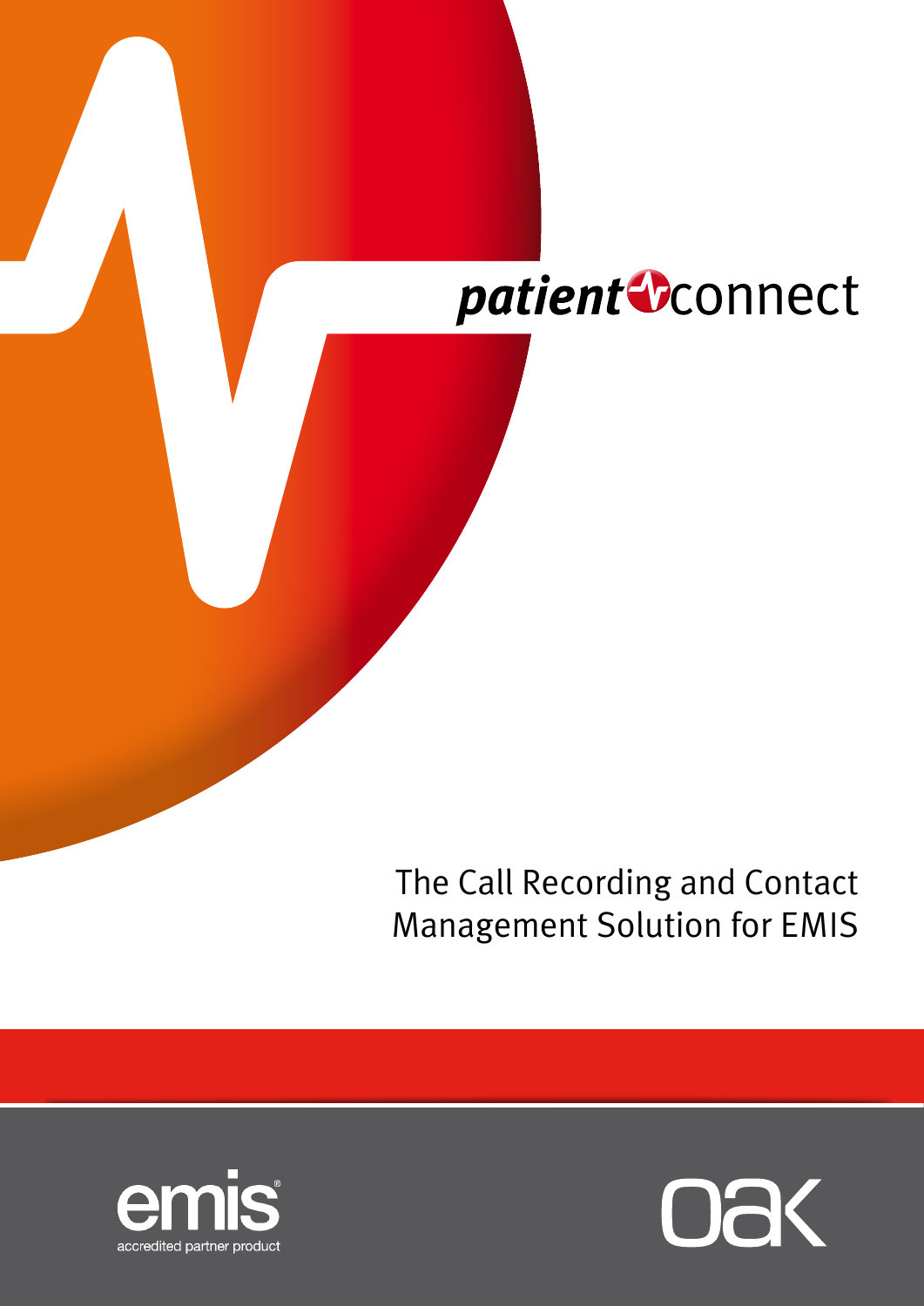# patientconnect

## The Call Recording and Contact Management Solution for EMIS

emis

accredited partner product

oak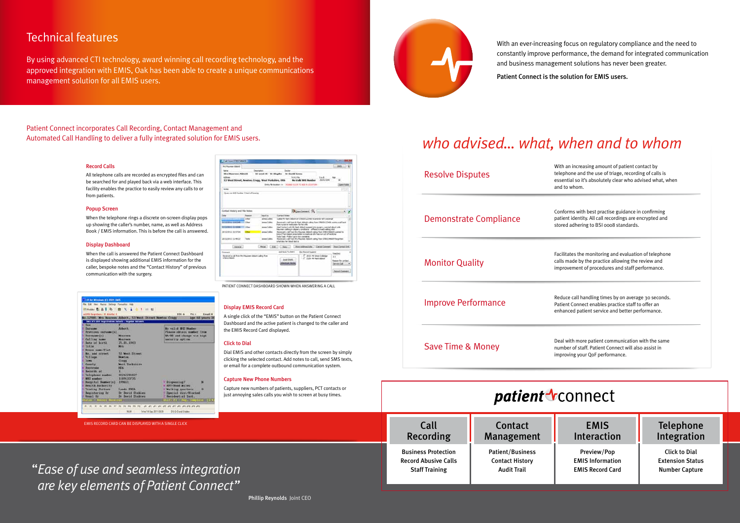## Technical features

By using advanced CTI technology, award winning call recording technology, and the approved integration with EMIS, Oak has been able to create a unique communications management solution for all EMIS users.

With an ever-increasing focus on regulatory compliance and the need to constantly improve performance, the demand for integrated communication and business management solutions has never been greater.

**Patient Connect is the solution for EMIS users.**

Patient Connect incorporates Call Recording, Contact Management and Automated Call Handling to deliver a fully integrated solution for EMIS users.

### Record Calls

All telephone calls are recorded as encrypted files and can be searched for and played back via a web interface. This facility enables the practice to easily review any calls to or from patients.

### Popup Screen

When the telephone rings a discrete on-screen display pops up showing the caller's number, name, as well as Address Book / EMIS information. This is before the call is answered.

### Display Dashboard

When the call is answered the Patient Connect Dashboard is displayed showing additional EMIS information for the caller, bespoke notes and the "Contact History" of previous communication with the surgery.

PATIENT CONNECT DASHBOARD SHOWN WHEN ANSWERING A CALL

### Display EMIS Record Card

A single click of the "EMIS" button on the Patient Connect Dashboard and the active patient is changed to the caller and the EMIS Record Card displayed.

### Click to Dial

Dial EMIS and other contacts directly from the screen by simply clicking the selected contact. Add notes to call, send SMS texts, or email for a complete outbound communication system.

### Capture New Phone Numbers

Capture new numbers of patients, suppliers, PCT contacts or just annoying sales calls you wish to screen at busy times.

EMIS RECORD CARD CAN BE DISPLAYED WITH A SINGLE CLICK

*"Ease of use and seamless integration are key elements of Patient Connect"*

**Phillip Reynolds** Joint CEO

## *who advised... what, when and to whom*

| | |
|---|---|
| Resolve Disputes | With an increasing amount of patient contact by telephone and the use of triage, recording of calls is essential so it's absolutely clear who advised what, when and to whom. |
| Demonstrate Compliance | Conforms with best practise guidance in confirming patient identity. All call recordings are encrypted and stored adhering to BSI 0008 standards. |
| Monitor Quality | Facilitates the monitoring and evaluation of telephone calls made by the practice allowing the review and improvement of procedures and staff performance. |
| Improve Performance | Reduce call handling times by on average 30 seconds. Patient Connect enables practice staff to offer an enhanced patient service and better performance. |
| Save Time & Money | Deal with more patient communication with the same number of staff. Patient Connect will also assist in improving your QoF performance. |

**patientconnect**

| Call Recording | Contact Management | EMIS Interaction | Telephone Integration |
|---|---|---|---|
| Business Protection | Patient/Business | Preview/Pop | Click to Dial |
| Record Abusive Calls | Contact History | EMIS Information | Extension Status |
| Staff Training | Audit Trail | EMIS Record Card | Number Capture |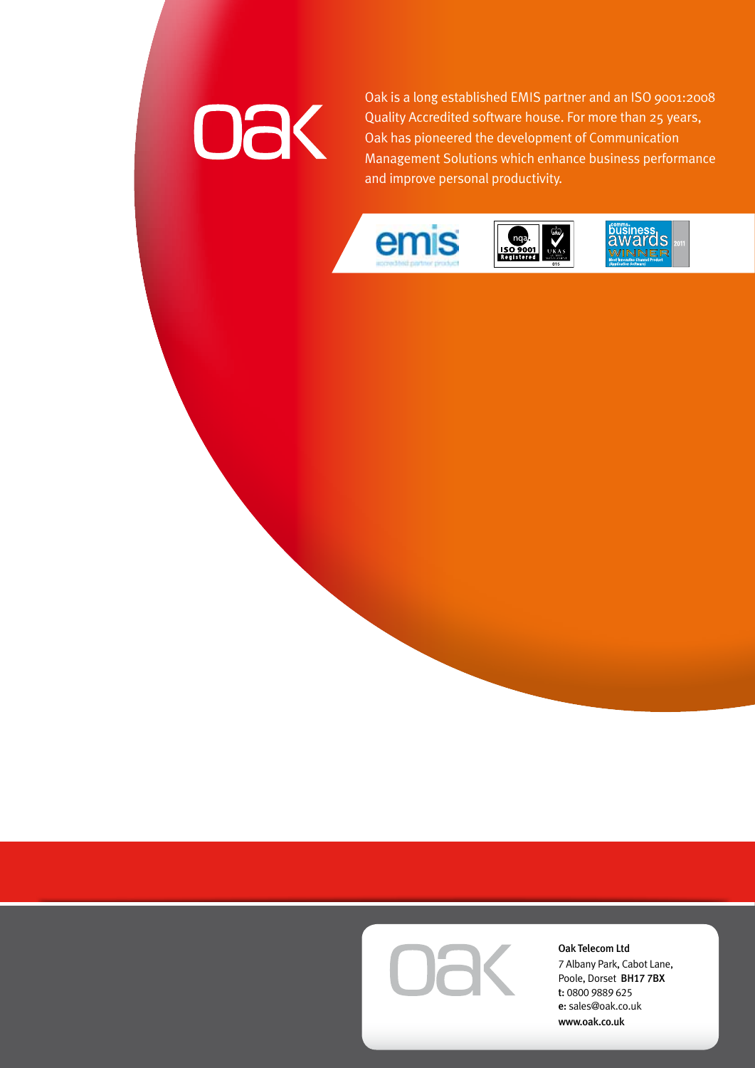oak

Oak is a long established EMIS partner and an ISO 9001:2008 Quality Accredited software house. For more than 25 years, Oak has pioneered the development of Communication Management Solutions which enhance business performance and improve personal productivity.

oak

**Oak Telecom Ltd**
7 Albany Park, Cabot Lane,
Poole, Dorset BH17 7BX
**t:** 0800 9889 625
**e:** sales@oak.co.uk
**www.oak.co.uk**